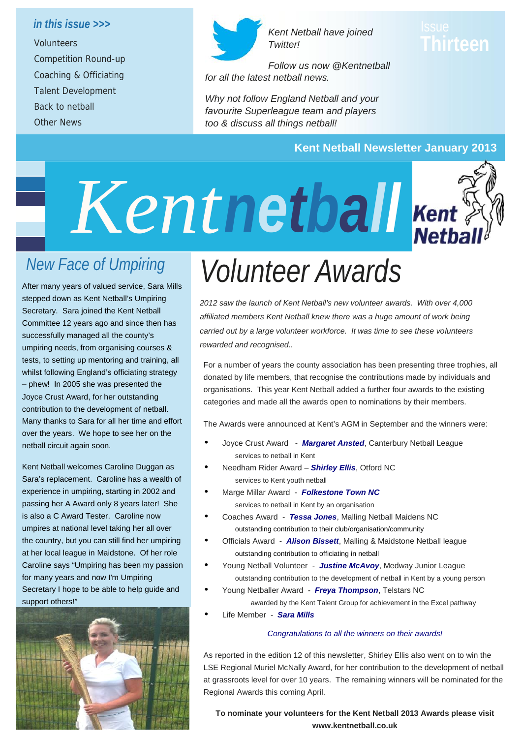*in this issue >>>*

- Volunteers
- Competition Round-up
- Coaching & Officiating
- Talent Development
- Back to netball
- Other News

*Kent Netball have joined Twitter!*

*Follow us now @Kentnetball for all the latest netball news.*

*Why not follow England Netball and your favourite Superleague team and players too & discuss all things netball!*

Issue Thirteen

**Kent Netball Newsletter January 2013**

# Kentnetball

## New Face of Umpiring

After many years of valued service, Sara Mills stepped down as Kent Netball's Umpiring Secretary. Sara joined the Kent Netball Committee 12 years ago and since then has successfully managed all the county's umpiring needs, from organising courses & tests, to setting up mentoring and training, all whilst following England's officiating strategy – phew! In 2005 she was presented the Joyce Crust Award, for her outstanding contribution to the development of netball. Many thanks to Sara for all her time and effort over the years. We hope to see her on the netball circuit again soon.

Kent Netball welcomes Caroline Duggan as Sara's replacement. Caroline has a wealth of experience in umpiring, starting in 2002 and passing her A Award only 8 years later! She is also a C Award Tester. Caroline now umpires at national level taking her all over the country, but you can still find her umpiring at her local league in Maidstone. Of her role Caroline says "Umpiring has been my passion for many years and now I'm Umpiring Secretary I hope to be able to help guide and support others!"

# Volunteer Awards

*2012 saw the launch of Kent Netball's new volunteer awards. With over 4,000 affiliated members Kent Netball knew there was a huge amount of work being carried out by a large volunteer workforce. It was time to see these volunteers rewarded and recognised..*

For a number of years the county association has been presenting three trophies, all donated by life members, that recognise the contributions made by individuals and organisations. This year Kent Netball added a further four awards to the existing categories and made all the awards open to nominations by their members.

The Awards were announced at Kent's AGM in September and the winners were:

- Joyce Crust Award - ***Margaret Ansted***, Canterbury Netball League
  services to netball in Kent
- Needham Rider Award – ***Shirley Ellis***, Otford NC
  services to Kent youth netball
- Marge Millar Award - ***Folkestone Town NC***
  services to netball in Kent by an organisation
- Coaches Award - ***Tessa Jones***, Malling Netball Maidens NC
  outstanding contribution to their club/organisation/community
- Officials Award - ***Alison Bissett***, Malling & Maidstone Netball league
  outstanding contribution to officiating in netball
- Young Netball Volunteer - ***Justine McAvoy***, Medway Junior League
  outstanding contribution to the development of netball in Kent by a young person
- Young Netballer Award - ***Freya Thompson***, Telstars NC
  awarded by the Kent Talent Group for achievement in the Excel pathway
- Life Member - ***Sara Mills***

*Congratulations to all the winners on their awards!*

As reported in the edition 12 of this newsletter, Shirley Ellis also went on to win the LSE Regional Muriel McNally Award, for her contribution to the development of netball at grassroots level for over 10 years. The remaining winners will be nominated for the Regional Awards this coming April.

**To nominate your volunteers for the Kent Netball 2013 Awards please visit www.kentnetball.co.uk**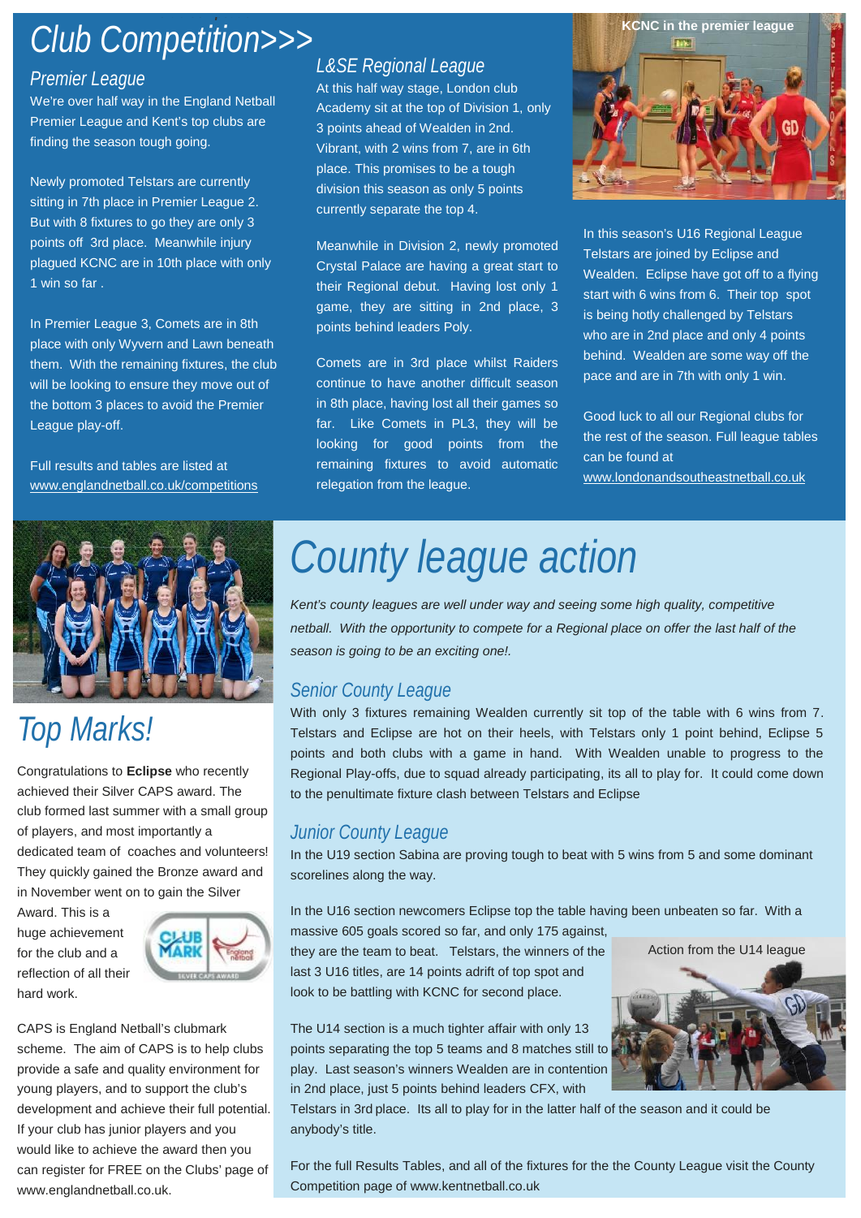# Club Competition>>>

## Premier League

We're over half way in the England Netball Premier League and Kent's top clubs are finding the season tough going.

Newly promoted Telstars are currently sitting in 7th place in Premier League 2. But with 8 fixtures to go they are only 3 points off 3rd place. Meanwhile injury plagued KCNC are in 10th place with only 1 win so far .

In Premier League 3, Comets are in 8th place with only Wyvern and Lawn beneath them. With the remaining fixtures, the club will be looking to ensure they move out of the bottom 3 places to avoid the Premier League play-off.

Full results and tables are listed at www.englandnetball.co.uk/competitions

## L&SE Regional League

At this half way stage, London club Academy sit at the top of Division 1, only 3 points ahead of Wealden in 2nd. Vibrant, with 2 wins from 7, are in 6th place. This promises to be a tough division this season as only 5 points currently separate the top 4.

Meanwhile in Division 2, newly promoted Crystal Palace are having a great start to their Regional debut. Having lost only 1 game, they are sitting in 2nd place, 3 points behind leaders Poly.

Comets are in 3rd place whilst Raiders continue to have another difficult season in 8th place, having lost all their games so far. Like Comets in PL3, they will be looking for good points from the remaining fixtures to avoid automatic relegation from the league.

KCNC in the premier league

In this season's U16 Regional League Telstars are joined by Eclipse and Wealden. Eclipse have got off to a flying start with 6 wins from 6. Their top spot is being hotly challenged by Telstars who are in 2nd place and only 4 points behind. Wealden are some way off the pace and are in 7th with only 1 win.

Good luck to all our Regional clubs for the rest of the season. Full league tables can be found at www.londonandsoutheastnetball.co.uk

# Top Marks!

Congratulations to **Eclipse** who recently achieved their Silver CAPS award. The club formed last summer with a small group of players, and most importantly a dedicated team of coaches and volunteers! They quickly gained the Bronze award and in November went on to gain the Silver Award. This is a huge achievement for the club and a reflection of all their hard work.

CAPS is England Netball's clubmark scheme. The aim of CAPS is to help clubs provide a safe and quality environment for young players, and to support the club's development and achieve their full potential. If your club has junior players and you would like to achieve the award then you can register for FREE on the Clubs' page of www.englandnetball.co.uk.

# County league action

*Kent's county leagues are well under way and seeing some high quality, competitive netball. With the opportunity to compete for a Regional place on offer the last half of the season is going to be an exciting one!.*

## Senior County League

With only 3 fixtures remaining Wealden currently sit top of the table with 6 wins from 7. Telstars and Eclipse are hot on their heels, with Telstars only 1 point behind, Eclipse 5 points and both clubs with a game in hand. With Wealden unable to progress to the Regional Play-offs, due to squad already participating, its all to play for. It could come down to the penultimate fixture clash between Telstars and Eclipse

## Junior County League

In the U19 section Sabina are proving tough to beat with 5 wins from 5 and some dominant scorelines along the way.

In the U16 section newcomers Eclipse top the table having been unbeaten so far. With a massive 605 goals scored so far, and only 175 against, they are the team to beat. Telstars, the winners of the last 3 U16 titles, are 14 points adrift of top spot and look to be battling with KCNC for second place.

Action from the U14 league

The U14 section is a much tighter affair with only 13 points separating the top 5 teams and 8 matches still to play. Last season's winners Wealden are in contention in 2nd place, just 5 points behind leaders CFX, with Telstars in 3rd place. Its all to play for in the latter half of the season and it could be anybody's title.

For the full Results Tables, and all of the fixtures for the the County League visit the County Competition page of www.kentnetball.co.uk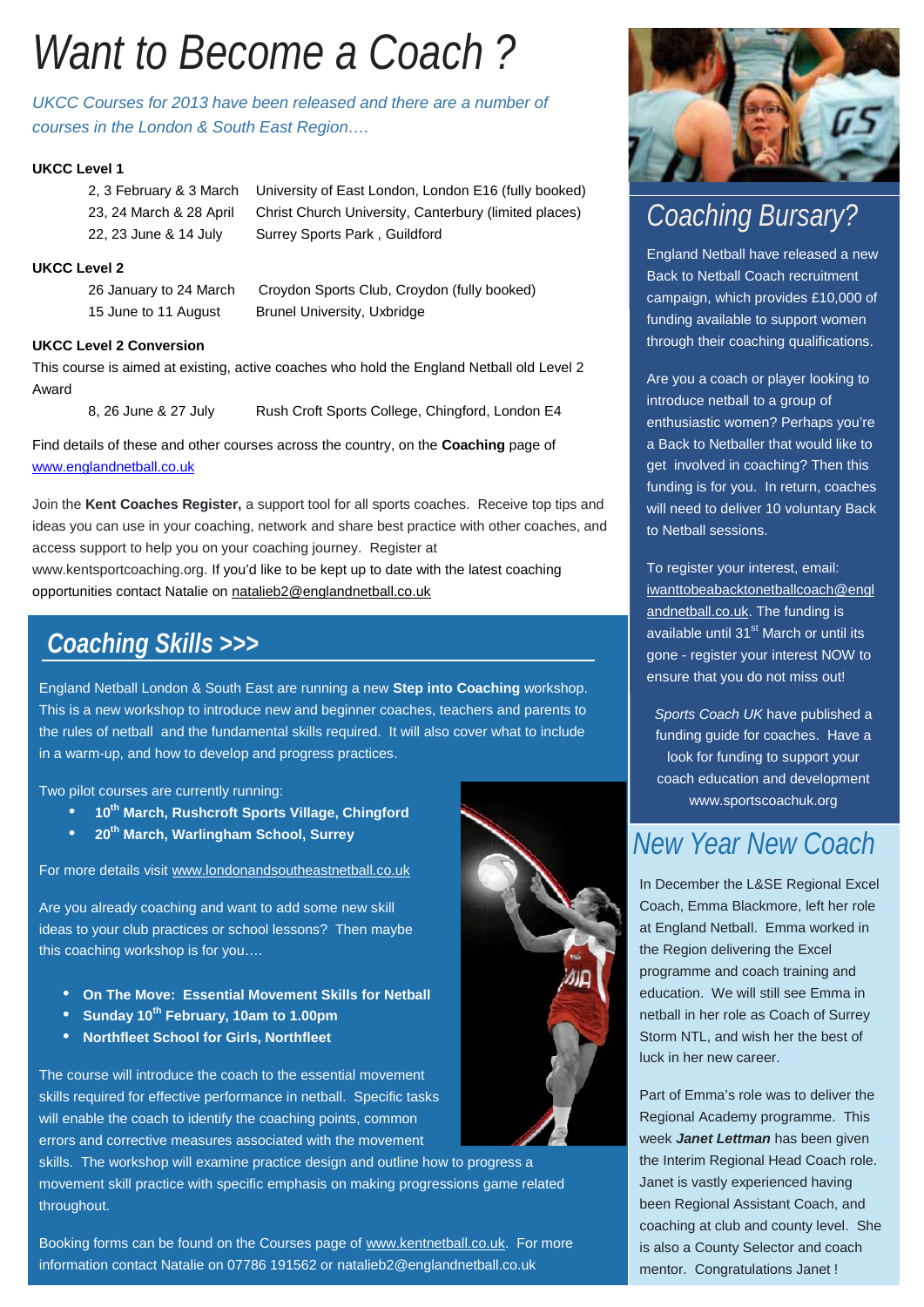# Want to Become a Coach ?

*UKCC Courses for 2013 have been released and there are a number of courses in the London & South East Region….*

**UKCC Level 1**

| | |
|---|---|
| 2, 3 February & 3 March | University of East London, London E16 (fully booked) |
| 23, 24 March & 28 April | Christ Church University, Canterbury (limited places) |
| 22, 23 June & 14 July | Surrey Sports Park , Guildford |

**UKCC Level 2**

| | |
|---|---|
| 26 January to 24 March | Croydon Sports Club, Croydon (fully booked) |
| 15 June to 11 August | Brunel University, Uxbridge |

**UKCC Level 2 Conversion**

This course is aimed at existing, active coaches who hold the England Netball old Level 2 Award

| | |
|---|---|
| 8, 26 June & 27 July | Rush Croft Sports College, Chingford, London E4 |

Find details of these and other courses across the country, on the **Coaching** page of www.englandnetball.co.uk

Join the **Kent Coaches Register,** a support tool for all sports coaches. Receive top tips and ideas you can use in your coaching, network and share best practice with other coaches, and access support to help you on your coaching journey. Register at www.kentsportcoaching.org. If you'd like to be kept up to date with the latest coaching opportunities contact Natalie on natalieb2@englandnetball.co.uk

## Coaching Skills >>>

England Netball London & South East are running a new **Step into Coaching** workshop. This is a new workshop to introduce new and beginner coaches, teachers and parents to the rules of netball and the fundamental skills required. It will also cover what to include in a warm-up, and how to develop and progress practices.

Two pilot courses are currently running:

- **10th March, Rushcroft Sports Village, Chingford**
- **20th March, Warlingham School, Surrey**

For more details visit www.londonandsoutheastnetball.co.uk

Are you already coaching and want to add some new skill ideas to your club practices or school lessons? Then maybe this coaching workshop is for you….

- **On The Move: Essential Movement Skills for Netball**
- **Sunday 10th February, 10am to 1.00pm**
- **Northfleet School for Girls, Northfleet**

The course will introduce the coach to the essential movement skills required for effective performance in netball. Specific tasks will enable the coach to identify the coaching points, common errors and corrective measures associated with the movement skills. The workshop will examine practice design and outline how to progress a movement skill practice with specific emphasis on making progressions game related throughout.

Booking forms can be found on the Courses page of www.kentnetball.co.uk. For more information contact Natalie on 07786 191562 or natalieb2@englandnetball.co.uk

## Coaching Bursary?

England Netball have released a new Back to Netball Coach recruitment campaign, which provides £10,000 of funding available to support women through their coaching qualifications.

Are you a coach or player looking to introduce netball to a group of enthusiastic women? Perhaps you're a Back to Netballer that would like to get involved in coaching? Then this funding is for you. In return, coaches will need to deliver 10 voluntary Back to Netball sessions.

To register your interest, email: iwanttobeabacktonetballcoach@englandnetball.co.uk. The funding is available until 31st March or until its gone - register your interest NOW to ensure that you do not miss out!

*Sports Coach UK* have published a funding guide for coaches. Have a look for funding to support your coach education and development www.sportscoachuk.org

## New Year New Coach

In December the L&SE Regional Excel Coach, Emma Blackmore, left her role at England Netball. Emma worked in the Region delivering the Excel programme and coach training and education. We will still see Emma in netball in her role as Coach of Surrey Storm NTL, and wish her the best of luck in her new career.

Part of Emma's role was to deliver the Regional Academy programme. This week ***Janet Lettman*** has been given the Interim Regional Head Coach role. Janet is vastly experienced having been Regional Assistant Coach, and coaching at club and county level. She is also a County Selector and coach mentor. Congratulations Janet !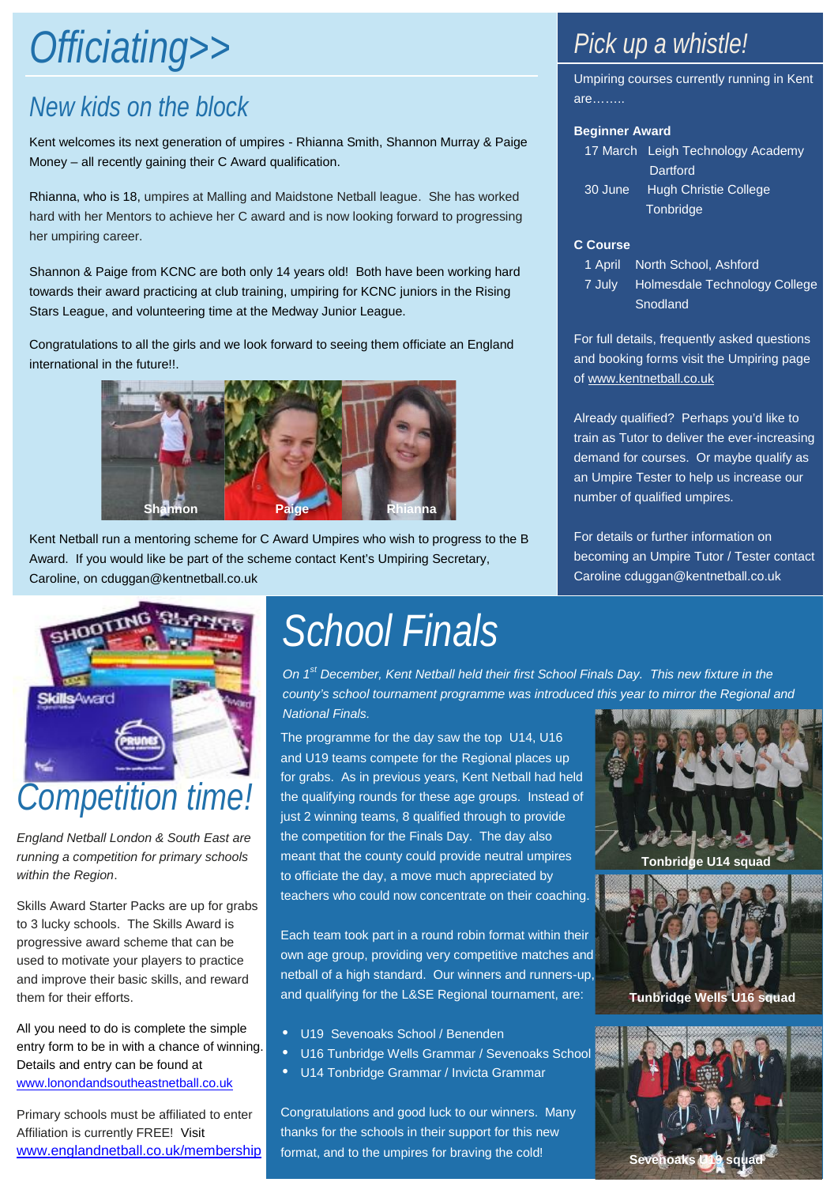# Officiating>>

## New kids on the block

Kent welcomes its next generation of umpires - Rhianna Smith, Shannon Murray & Paige Money – all recently gaining their C Award qualification.

Rhianna, who is 18, umpires at Malling and Maidstone Netball league. She has worked hard with her Mentors to achieve her C award and is now looking forward to progressing her umpiring career.

Shannon & Paige from KCNC are both only 14 years old! Both have been working hard towards their award practicing at club training, umpiring for KCNC juniors in the Rising Stars League, and volunteering time at the Medway Junior League.

Congratulations to all the girls and we look forward to seeing them officiate an England international in the future!!.

Shannon Paige Rhianna

Kent Netball run a mentoring scheme for C Award Umpires who wish to progress to the B Award. If you would like be part of the scheme contact Kent's Umpiring Secretary, Caroline, on cduggan@kentnetball.co.uk

## Pick up a whistle!

Umpiring courses currently running in Kent are……..

**Beginner Award**

- 17 March Leigh Technology Academy Dartford
- 30 June Hugh Christie College Tonbridge

**C Course**

- 1 April North School, Ashford
- 7 July Holmesdale Technology College Snodland

For full details, frequently asked questions and booking forms visit the Umpiring page of www.kentnetball.co.uk

Already qualified? Perhaps you'd like to train as Tutor to deliver the ever-increasing demand for courses. Or maybe qualify as an Umpire Tester to help us increase our number of qualified umpires.

For details or further information on becoming an Umpire Tutor / Tester contact Caroline cduggan@kentnetball.co.uk

## Competition time!

*England Netball London & South East are running a competition for primary schools within the Region.*

Skills Award Starter Packs are up for grabs to 3 lucky schools. The Skills Award is progressive award scheme that can be used to motivate your players to practice and improve their basic skills, and reward them for their efforts.

All you need to do is complete the simple entry form to be in with a chance of winning. Details and entry can be found at www.lonondandsoutheastnetball.co.uk

Primary schools must be affiliated to enter Affiliation is currently FREE! Visit www.englandnetball.co.uk/membership

## School Finals

*On 1st December, Kent Netball held their first School Finals Day. This new fixture in the county's school tournament programme was introduced this year to mirror the Regional and National Finals.*

The programme for the day saw the top U14, U16 and U19 teams compete for the Regional places up for grabs. As in previous years, Kent Netball had held the qualifying rounds for these age groups. Instead of just 2 winning teams, 8 qualified through to provide the competition for the Finals Day. The day also meant that the county could provide neutral umpires to officiate the day, a move much appreciated by teachers who could now concentrate on their coaching.

Each team took part in a round robin format within their own age group, providing very competitive matches and netball of a high standard. Our winners and runners-up, and qualifying for the L&SE Regional tournament, are:

- U19 Sevenoaks School / Benenden
- U16 Tunbridge Wells Grammar / Sevenoaks School
- U14 Tonbridge Grammar / Invicta Grammar

Congratulations and good luck to our winners. Many thanks for the schools in their support for this new format, and to the umpires for braving the cold!

Tonbridge U14 squad

Tunbridge Wells U16 squad

Sevenoaks U19 squad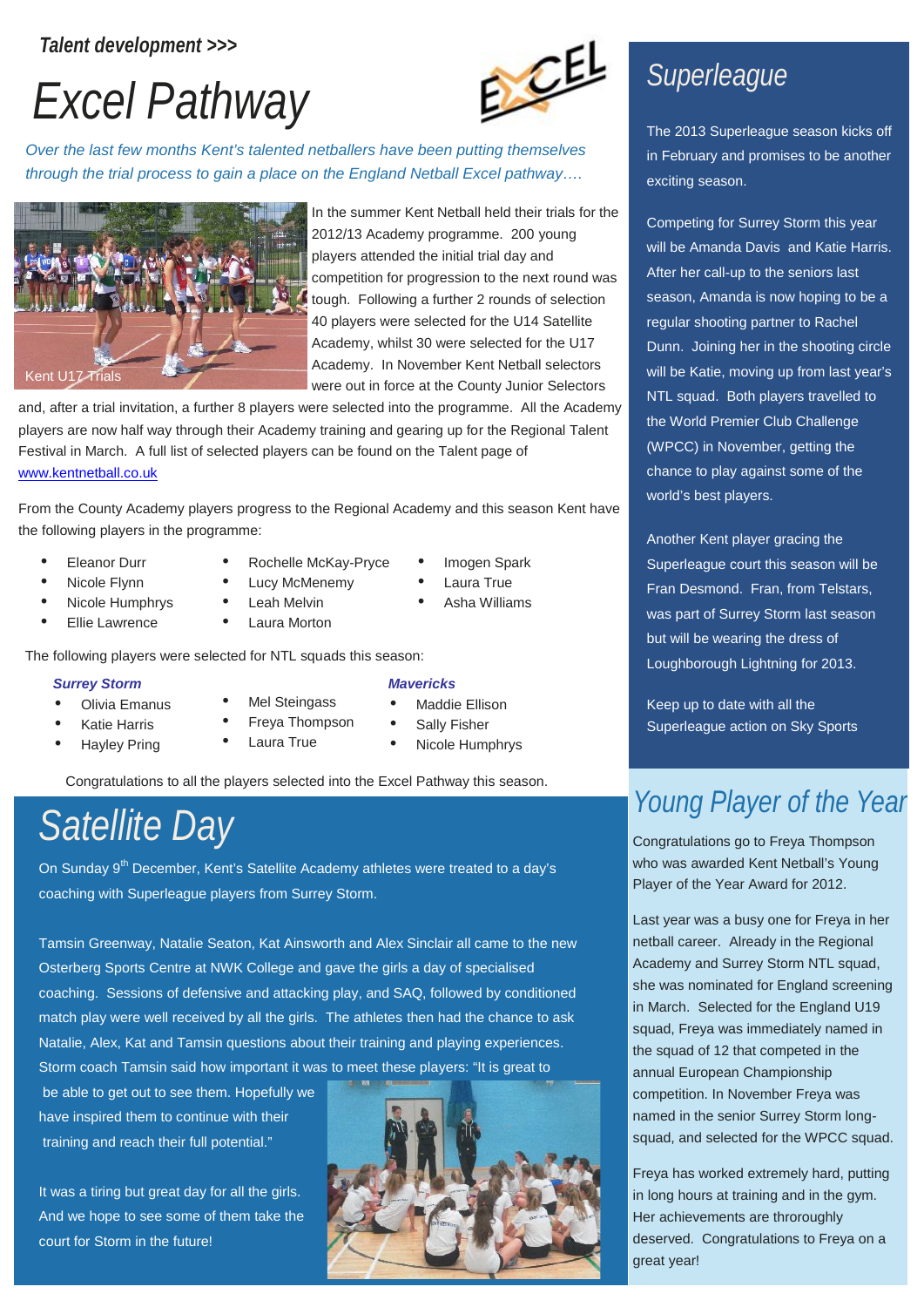*Talent development >>>*

# Excel Pathway

*Over the last few months Kent's talented netballers have been putting themselves through the trial process to gain a place on the England Netball Excel pathway….*

Kent U17 Trials

In the summer Kent Netball held their trials for the 2012/13 Academy programme. 200 young players attended the initial trial day and competition for progression to the next round was tough. Following a further 2 rounds of selection 40 players were selected for the U14 Satellite Academy, whilst 30 were selected for the U17 Academy. In November Kent Netball selectors were out in force at the County Junior Selectors and, after a trial invitation, a further 8 players were selected into the programme. All the Academy players are now half way through their Academy training and gearing up for the Regional Talent Festival in March. A full list of selected players can be found on the Talent page of [www.kentnetball.co.uk](http://www.kentnetball.co.uk)

From the County Academy players progress to the Regional Academy and this season Kent have the following players in the programme:

- Eleanor Durr
- Nicole Flynn
- Nicole Humphrys
- Ellie Lawrence
- Rochelle McKay-Pryce
- Lucy McMenemy
- Leah Melvin
- Laura Morton
- Imogen Spark
- Laura True
- Asha Williams

The following players were selected for NTL squads this season:

***Surrey Storm***

- Olivia Emanus
- Katie Harris
- Hayley Pring
- Mel Steingass
- Freya Thompson
- Laura True

***Mavericks***

- Maddie Ellison
- Sally Fisher
- Nicole Humphrys

Congratulations to all the players selected into the Excel Pathway this season.

# Satellite Day

On Sunday 9th December, Kent's Satellite Academy athletes were treated to a day's coaching with Superleague players from Surrey Storm.

Tamsin Greenway, Natalie Seaton, Kat Ainsworth and Alex Sinclair all came to the new Osterberg Sports Centre at NWK College and gave the girls a day of specialised coaching. Sessions of defensive and attacking play, and SAQ, followed by conditioned match play were well received by all the girls. The athletes then had the chance to ask Natalie, Alex, Kat and Tamsin questions about their training and playing experiences. Storm coach Tamsin said how important it was to meet these players: "It is great to be able to get out to see them. Hopefully we have inspired them to continue with their training and reach their full potential."

It was a tiring but great day for all the girls. And we hope to see some of them take the court for Storm in the future!

# Superleague

The 2013 Superleague season kicks off in February and promises to be another exciting season.

Competing for Surrey Storm this year will be Amanda Davis and Katie Harris. After her call-up to the seniors last season, Amanda is now hoping to be a regular shooting partner to Rachel Dunn. Joining her in the shooting circle will be Katie, moving up from last year's NTL squad. Both players travelled to the World Premier Club Challenge (WPCC) in November, getting the chance to play against some of the world's best players.

Another Kent player gracing the Superleague court this season will be Fran Desmond. Fran, from Telstars, was part of Surrey Storm last season but will be wearing the dress of Loughborough Lightning for 2013.

Keep up to date with all the Superleague action on Sky Sports

# Young Player of the Year

Congratulations go to Freya Thompson who was awarded Kent Netball's Young Player of the Year Award for 2012.

Last year was a busy one for Freya in her netball career. Already in the Regional Academy and Surrey Storm NTL squad, she was nominated for England screening in March. Selected for the England U19 squad, Freya was immediately named in the squad of 12 that competed in the annual European Championship competition. In November Freya was named in the senior Surrey Storm long-squad, and selected for the WPCC squad.

Freya has worked extremely hard, putting in long hours at training and in the gym. Her achievements are throroughly deserved. Congratulations to Freya on a great year!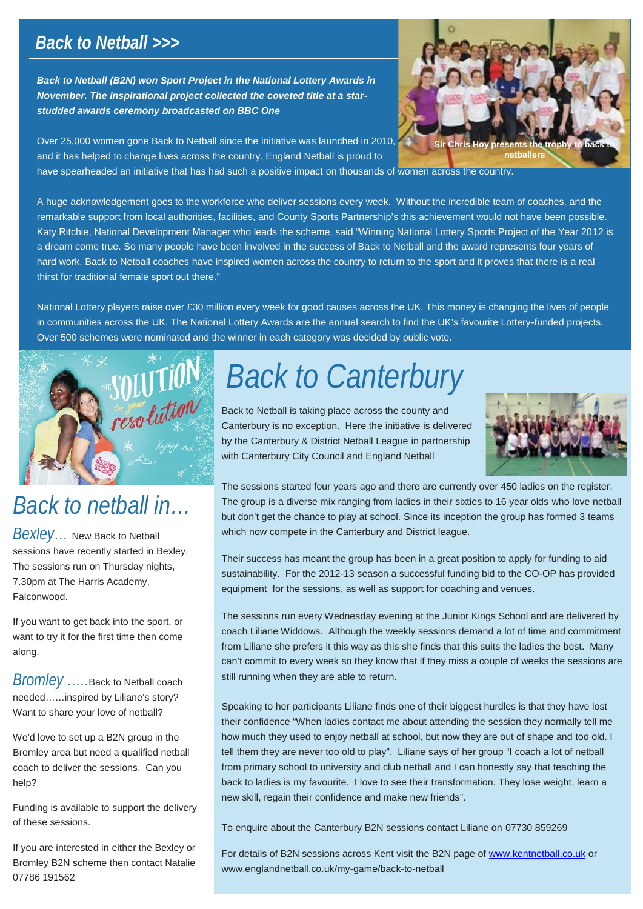## Back to Netball >>>

***Back to Netball (B2N) won Sport Project in the National Lottery Awards in November. The inspirational project collected the coveted title at a star-studded awards ceremony broadcast on BBC One***

**Sir Chris Hoy presents the trophy to back to netballers**

Over 25,000 women gone Back to Netball since the initiative was launched in 2010, and it has helped to change lives across the country. England Netball is proud to have spearheaded an initiative that has had such a positive impact on thousands of women across the country.

A huge acknowledgement goes to the workforce who deliver sessions every week. Without the incredible team of coaches, and the remarkable support from local authorities, facilities, and County Sports Partnership's this achievement would not have been possible. Katy Ritchie, National Development Manager who leads the scheme, said "Winning National Lottery Sports Project of the Year 2012 is a dream come true. So many people have been involved in the success of Back to Netball and the award represents four years of hard work. Back to Netball coaches have inspired women across the country to return to the sport and it proves that there is a real thirst for traditional female sport out there."

National Lottery players raise over £30 million every week for good causes across the UK. This money is changing the lives of people in communities across the UK. The National Lottery Awards are the annual search to find the UK's favourite Lottery-funded projects. Over 500 schemes were nominated and the winner in each category was decided by public vote.

## Back to netball in…

*Bexley…* New Back to Netball sessions have recently started in Bexley. The sessions run on Thursday nights, 7.30pm at The Harris Academy, Falconwood.

If you want to get back into the sport, or want to try it for the first time then come along.

*Bromley …..*Back to Netball coach needed……inspired by Liliane's story? Want to share your love of netball?

We'd love to set up a B2N group in the Bromley area but need a qualified netball coach to deliver the sessions. Can you help?

Funding is available to support the delivery of these sessions.

If you are interested in either the Bexley or Bromley B2N scheme then contact Natalie 07786 191562

## Back to Canterbury

Back to Netball is taking place across the county and Canterbury is no exception. Here the initiative is delivered by the Canterbury & District Netball League in partnership with Canterbury City Council and England Netball

The sessions started four years ago and there are currently over 450 ladies on the register. The group is a diverse mix ranging from ladies in their sixties to 16 year olds who love netball but don't get the chance to play at school. Since its inception the group has formed 3 teams which now compete in the Canterbury and District league.

Their success has meant the group has been in a great position to apply for funding to aid sustainability. For the 2012-13 season a successful funding bid to the CO-OP has provided equipment for the sessions, as well as support for coaching and venues.

The sessions run every Wednesday evening at the Junior Kings School and are delivered by coach Liliane Widdows. Although the weekly sessions demand a lot of time and commitment from Liliane she prefers it this way as this she finds that this suits the ladies the best. Many can't commit to every week so they know that if they miss a couple of weeks the sessions are still running when they are able to return.

Speaking to her participants Liliane finds one of their biggest hurdles is that they have lost their confidence "When ladies contact me about attending the session they normally tell me how much they used to enjoy netball at school, but now they are out of shape and too old. I tell them they are never too old to play". Liliane says of her group "I coach a lot of netball from primary school to university and club netball and I can honestly say that teaching the back to ladies is my favourite. I love to see their transformation. They lose weight, learn a new skill, regain their confidence and make new friends".

To enquire about the Canterbury B2N sessions contact Liliane on 07730 859269

For details of B2N sessions across Kent visit the B2N page of www.kentnetball.co.uk or www.englandnetball.co.uk/my-game/back-to-netball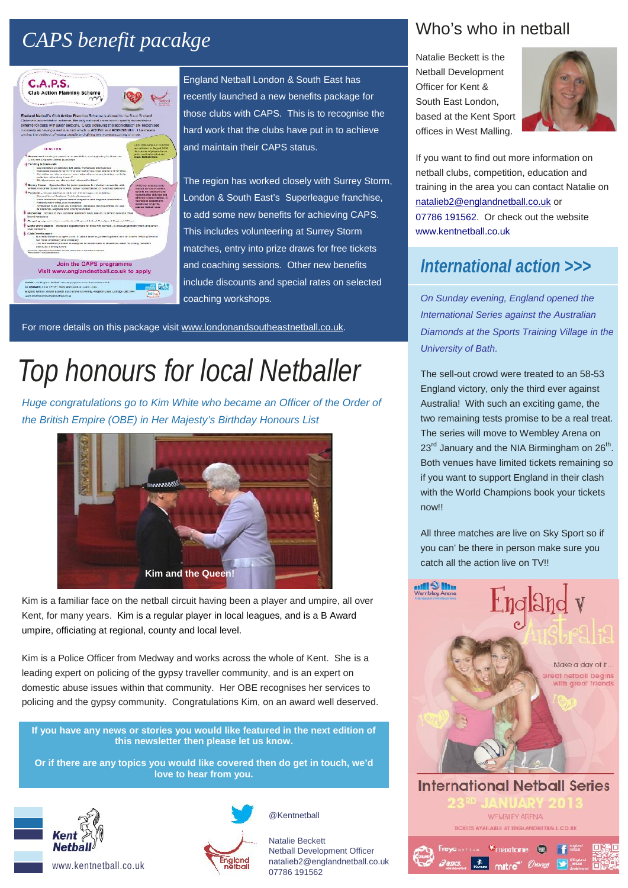## CAPS benefit pacakge

England Netball London & South East has recently launched a new benefits package for those clubs with CAPS. This is to recognise the hard work that the clubs have put in to achieve and maintain their CAPS status.

The region has worked closely with Surrey Storm, London & South East's Superleague franchise, to add some new benefits for achieving CAPS. This includes volunteering at Surrey Storm matches, entry into prize draws for free tickets and coaching sessions. Other new benefits include discounts and special rates on selected coaching workshops.

For more details on this package visit www.londonandsoutheastnetball.co.uk.

# Top honours for local Netballer

*Huge congratulations go to Kim White who became an Officer of the Order of the British Empire (OBE) in Her Majesty's Birthday Honours List*

**Kim and the Queen!**

Kim is a familiar face on the netball circuit having been a player and umpire, all over Kent, for many years. Kim is a regular player in local leagues, and is a B Award umpire, officiating at regional, county and local level.

Kim is a Police Officer from Medway and works across the whole of Kent. She is a leading expert on policing of the gypsy traveller community, and is an expert on domestic abuse issues within that community. Her OBE recognises her services to policing and the gypsy community. Congratulations Kim, on an award well deserved.

**If you have any news or stories you would like featured in the next edition of this newsletter then please let us know.**

**Or if there are any topics you would like covered then do get in touch, we'd love to hear from you.**

## Who's who in netball

Natalie Beckett is the Netball Development Officer for Kent & South East London, based at the Kent Sport offices in West Malling.

If you want to find out more information on netball clubs, competition, education and training in the area you can contact Natalie on natalieb2@englandnetball.co.uk or 07786 191562. Or check out the website www.kentnetball.co.uk

## *International action >>>*

*On Sunday evening, England opened the International Series against the Australian Diamonds at the Sports Training Village in the University of Bath.*

The sell-out crowd were treated to an 58-53 England victory, only the third ever against Australia! With such an exciting game, the two remaining tests promise to be a real treat. The series will move to Wembley Arena on 23rd January and the NIA Birmingham on 26th. Both venues have limited tickets remaining so if you want to support England in their clash with the World Champions book your tickets now!!

All three matches are live on Sky Sport so if you can' be there in person make sure you catch all the action live on TV!!

Wembley Arena

England v Australia

Make a day of it...
Great netball begins with great friends

International Netball Series
23RD JANUARY 2013
WEMBLEY ARENA
TICKETS AVAILABLE AT ENGLANDNETBALL.CO.UK

Kent Netball
www.kentnetball.co.uk

@Kentnetball

Natalie Beckett
Netball Development Officer
natalieb2@englandnetball.co.uk
07786 191562